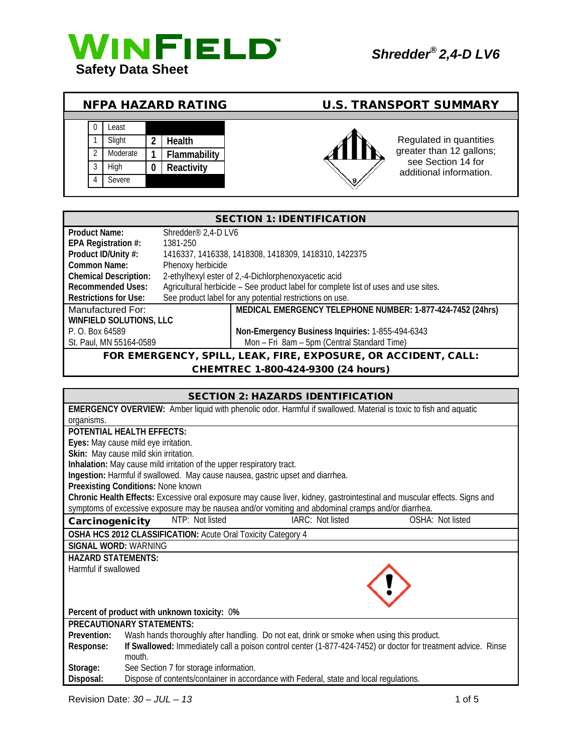# WINFIELD

**Safety Data Sheet**

***Shredder® 2,4-D LV6***

## NFPA HAZARD RATING

| | | | |
|---|---|---|---|
| 0 | Least | | |
| 1 | Slight | 2 | Health |
| 2 | Moderate | 1 | Flammability |
| 3 | High | 0 | Reactivity |
| 4 | Severe | | |

## U.S. TRANSPORT SUMMARY

Regulated in quantities greater than 12 gallons; see Section 14 for additional information.

## SECTION 1: IDENTIFICATION

| | |
|---|---|
| **Product Name:** | Shredder® 2,4-D LV6 |
| **EPA Registration #:** | 1381-250 |
| **Product ID/Unity #:** | 1416337, 1416338, 1418308, 1418309, 1418310, 1422375 |
| **Common Name:** | Phenoxy herbicide |
| **Chemical Description:** | 2-ethylhexyl ester of 2,-4-Dichlorphenoxyacetic acid |
| **Recommended Uses:** | Agricultural herbicide – See product label for complete list of uses and use sites. |
| **Restrictions for Use:** | See product label for any potential restrictions on use. |

Manufactured For:
**WINFIELD SOLUTIONS, LLC**
P. O. Box 64589
St. Paul, MN 55164-0589

**MEDICAL EMERGENCY TELEPHONE NUMBER: 1-877-424-7452 (24hrs)**

**Non-Emergency Business Inquiries:** 1-855-494-6343
Mon – Fri 8am – 5pm (Central Standard Time)

**FOR EMERGENCY, SPILL, LEAK, FIRE, EXPOSURE, OR ACCIDENT, CALL: CHEMTREC 1-800-424-9300 (24 hours)**

## SECTION 2: HAZARDS IDENTIFICATION

**EMERGENCY OVERVIEW:** Amber liquid with phenolic odor. Harmful if swallowed. Material is toxic to fish and aquatic organisms.

**POTENTIAL HEALTH EFFECTS:**

**Eyes:** May cause mild eye irritation.
**Skin:** May cause mild skin irritation.
**Inhalation:** May cause mild irritation of the upper respiratory tract.
**Ingestion:** Harmful if swallowed. May cause nausea, gastric upset and diarrhea.
**Preexisting Conditions:** None known
**Chronic Health Effects:** Excessive oral exposure may cause liver, kidney, gastrointestinal and muscular effects. Signs and symptoms of excessive exposure may be nausea and/or vomiting and abdominal cramps and/or diarrhea.

**Carcinogenicity** NTP: Not listed IARC: Not listed OSHA: Not listed

**OSHA HCS 2012 CLASSIFICATION:** Acute Oral Toxicity Category 4

**SIGNAL WORD:** WARNING

**HAZARD STATEMENTS:**
Harmful if swallowed

**Percent of product with unknown toxicity:** 0%

**PRECAUTIONARY STATEMENTS:**

| | |
|---|---|
| **Prevention:** | Wash hands thoroughly after handling. Do not eat, drink or smoke when using this product. |
| **Response:** | **If Swallowed:** Immediately call a poison control center (1-877-424-7452) or doctor for treatment advice. Rinse mouth. |
| **Storage:** | See Section 7 for storage information. |
| **Disposal:** | Dispose of contents/container in accordance with Federal, state and local regulations. |

Revision Date: *30 – JUL – 13*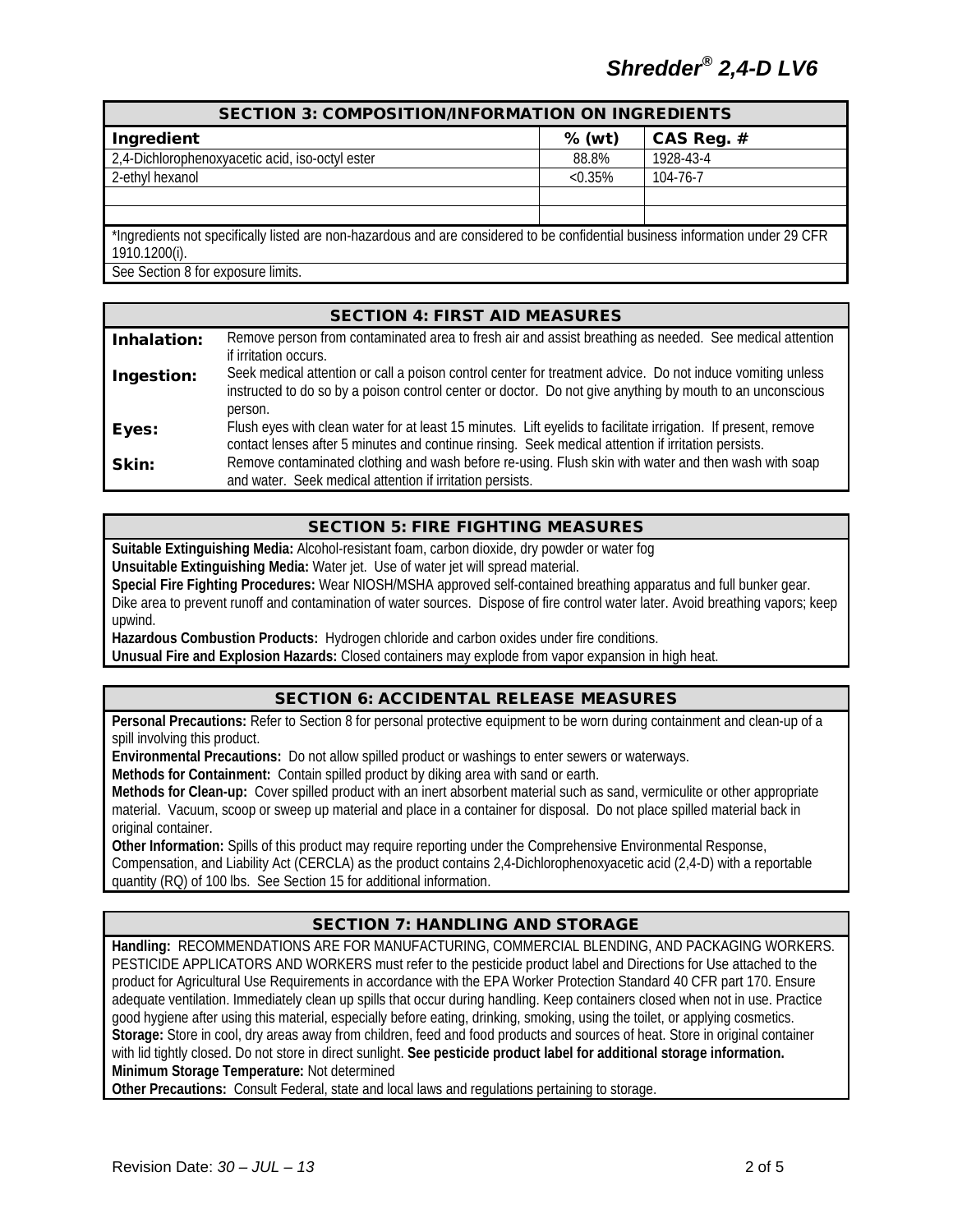## SECTION 3: COMPOSITION/INFORMATION ON INGREDIENTS

| Ingredient | % (wt) | CAS Reg. # |
|---|---|---|
| 2,4-Dichlorophenoxyacetic acid, iso-octyl ester | 88.8% | 1928-43-4 |
| 2-ethyl hexanol | <0.35% | 104-76-7 |
| | | |
| | | |

*Ingredients not specifically listed are non-hazardous and are considered to be confidential business information under 29 CFR 1910.1200(i).

See Section 8 for exposure limits.

## SECTION 4: FIRST AID MEASURES

**Inhalation:** Remove person from contaminated area to fresh air and assist breathing as needed. See medical attention if irritation occurs.

**Ingestion:** Seek medical attention or call a poison control center for treatment advice. Do not induce vomiting unless instructed to do so by a poison control center or doctor. Do not give anything by mouth to an unconscious person.

**Eyes:** Flush eyes with clean water for at least 15 minutes. Lift eyelids to facilitate irrigation. If present, remove contact lenses after 5 minutes and continue rinsing. Seek medical attention if irritation persists.

**Skin:** Remove contaminated clothing and wash before re-using. Flush skin with water and then wash with soap and water. Seek medical attention if irritation persists.

## SECTION 5: FIRE FIGHTING MEASURES

**Suitable Extinguishing Media:** Alcohol-resistant foam, carbon dioxide, dry powder or water fog

**Unsuitable Extinguishing Media:** Water jet. Use of water jet will spread material.

**Special Fire Fighting Procedures:** Wear NIOSH/MSHA approved self-contained breathing apparatus and full bunker gear. Dike area to prevent runoff and contamination of water sources. Dispose of fire control water later. Avoid breathing vapors; keep upwind.

**Hazardous Combustion Products:** Hydrogen chloride and carbon oxides under fire conditions.

**Unusual Fire and Explosion Hazards:** Closed containers may explode from vapor expansion in high heat.

## SECTION 6: ACCIDENTAL RELEASE MEASURES

**Personal Precautions:** Refer to Section 8 for personal protective equipment to be worn during containment and clean-up of a spill involving this product.

**Environmental Precautions:** Do not allow spilled product or washings to enter sewers or waterways.

**Methods for Containment:** Contain spilled product by diking area with sand or earth.

**Methods for Clean-up:** Cover spilled product with an inert absorbent material such as sand, vermiculite or other appropriate material. Vacuum, scoop or sweep up material and place in a container for disposal. Do not place spilled material back in original container.

**Other Information:** Spills of this product may require reporting under the Comprehensive Environmental Response, Compensation, and Liability Act (CERCLA) as the product contains 2,4-Dichlorophenoxyacetic acid (2,4-D) with a reportable quantity (RQ) of 100 lbs. See Section 15 for additional information.

## SECTION 7: HANDLING AND STORAGE

**Handling:** RECOMMENDATIONS ARE FOR MANUFACTURING, COMMERCIAL BLENDING, AND PACKAGING WORKERS. PESTICIDE APPLICATORS AND WORKERS must refer to the pesticide product label and Directions for Use attached to the product for Agricultural Use Requirements in accordance with the EPA Worker Protection Standard 40 CFR part 170. Ensure adequate ventilation. Immediately clean up spills that occur during handling. Keep containers closed when not in use. Practice good hygiene after using this material, especially before eating, drinking, smoking, using the toilet, or applying cosmetics.

**Storage:** Store in cool, dry areas away from children, feed and food products and sources of heat. Store in original container with lid tightly closed. Do not store in direct sunlight. **See pesticide product label for additional storage information.**

**Minimum Storage Temperature:** Not determined

**Other Precautions:** Consult Federal, state and local laws and regulations pertaining to storage.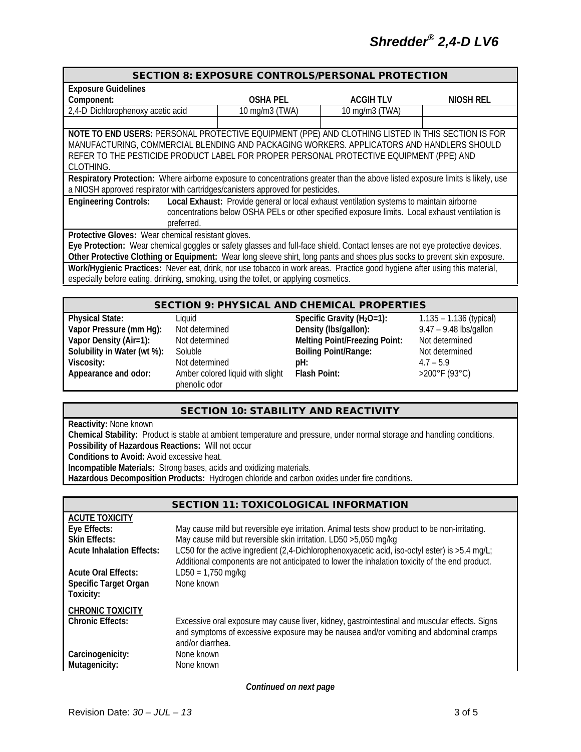## SECTION 8: EXPOSURE CONTROLS/PERSONAL PROTECTION

**Exposure Guidelines**

| Component: | OSHA PEL | ACGIH TLV | NIOSH REL |
|---|---|---|---|
| 2,4-D Dichlorophenoxy acetic acid | 10 mg/m3 (TWA) | 10 mg/m3 (TWA) | |
| | | | |

**NOTE TO END USERS:** PERSONAL PROTECTIVE EQUIPMENT (PPE) AND CLOTHING LISTED IN THIS SECTION IS FOR MANUFACTURING, COMMERCIAL BLENDING AND PACKAGING WORKERS. APPLICATORS AND HANDLERS SHOULD REFER TO THE PESTICIDE PRODUCT LABEL FOR PROPER PERSONAL PROTECTIVE EQUIPMENT (PPE) AND CLOTHING.

**Respiratory Protection:** Where airborne exposure to concentrations greater than the above listed exposure limits is likely, use a NIOSH approved respirator with cartridges/canisters approved for pesticides.

**Engineering Controls:** **Local Exhaust:** Provide general or local exhaust ventilation systems to maintain airborne concentrations below OSHA PELs or other specified exposure limits. Local exhaust ventilation is preferred.

**Protective Gloves:** Wear chemical resistant gloves.

**Eye Protection:** Wear chemical goggles or safety glasses and full-face shield. Contact lenses are not eye protective devices.

**Other Protective Clothing or Equipment:** Wear long sleeve shirt, long pants and shoes plus socks to prevent skin exposure.

**Work/Hygienic Practices:** Never eat, drink, nor use tobacco in work areas. Practice good hygiene after using this material, especially before eating, drinking, smoking, using the toilet, or applying cosmetics.

## SECTION 9: PHYSICAL AND CHEMICAL PROPERTIES

| | | | |
|---|---|---|---|
| **Physical State:** | Liquid | **Specific Gravity ($H_2O$=1):** | 1.135 – 1.136 (typical) |
| **Vapor Pressure (mm Hg):** | Not determined | **Density (lbs/gallon):** | 9.47 – 9.48 lbs/gallon |
| **Vapor Density (Air=1):** | Not determined | **Melting Point/Freezing Point:** | Not determined |
| **Solubility in Water (wt %):** | Soluble | **Boiling Point/Range:** | Not determined |
| **Viscosity:** | Not determined | **pH:** | 4.7 – 5.9 |
| **Appearance and odor:** | Amber colored liquid with slight phenolic odor | **Flash Point:** | >200°F (93°C) |

## SECTION 10: STABILITY AND REACTIVITY

**Reactivity:** None known

**Chemical Stability:** Product is stable at ambient temperature and pressure, under normal storage and handling conditions.

**Possibility of Hazardous Reactions:** Will not occur

**Conditions to Avoid:** Avoid excessive heat.

**Incompatible Materials:** Strong bases, acids and oxidizing materials.

**Hazardous Decomposition Products:** Hydrogen chloride and carbon oxides under fire conditions.

## SECTION 11: TOXICOLOGICAL INFORMATION

**ACUTE TOXICITY**

**Eye Effects:** May cause mild but reversible eye irritation. Animal tests show product to be non-irritating.

**Skin Effects:** May cause mild but reversible skin irritation. LD50 >5,050 mg/kg

**Acute Inhalation Effects:** LC50 for the active ingredient (2,4-Dichlorophenoxyacetic acid, iso-octyl ester) is >5.4 mg/L; Additional components are not anticipated to lower the inhalation toxicity of the end product.

**Acute Oral Effects:** LD50 = 1,750 mg/kg

**Specific Target Organ Toxicity:** None known

**CHRONIC TOXICITY**

**Chronic Effects:** Excessive oral exposure may cause liver, kidney, gastrointestinal and muscular effects. Signs and symptoms of excessive exposure may be nausea and/or vomiting and abdominal cramps and/or diarrhea.

**Carcinogenicity:** None known

**Mutagenicity:** None known

*Continued on next page*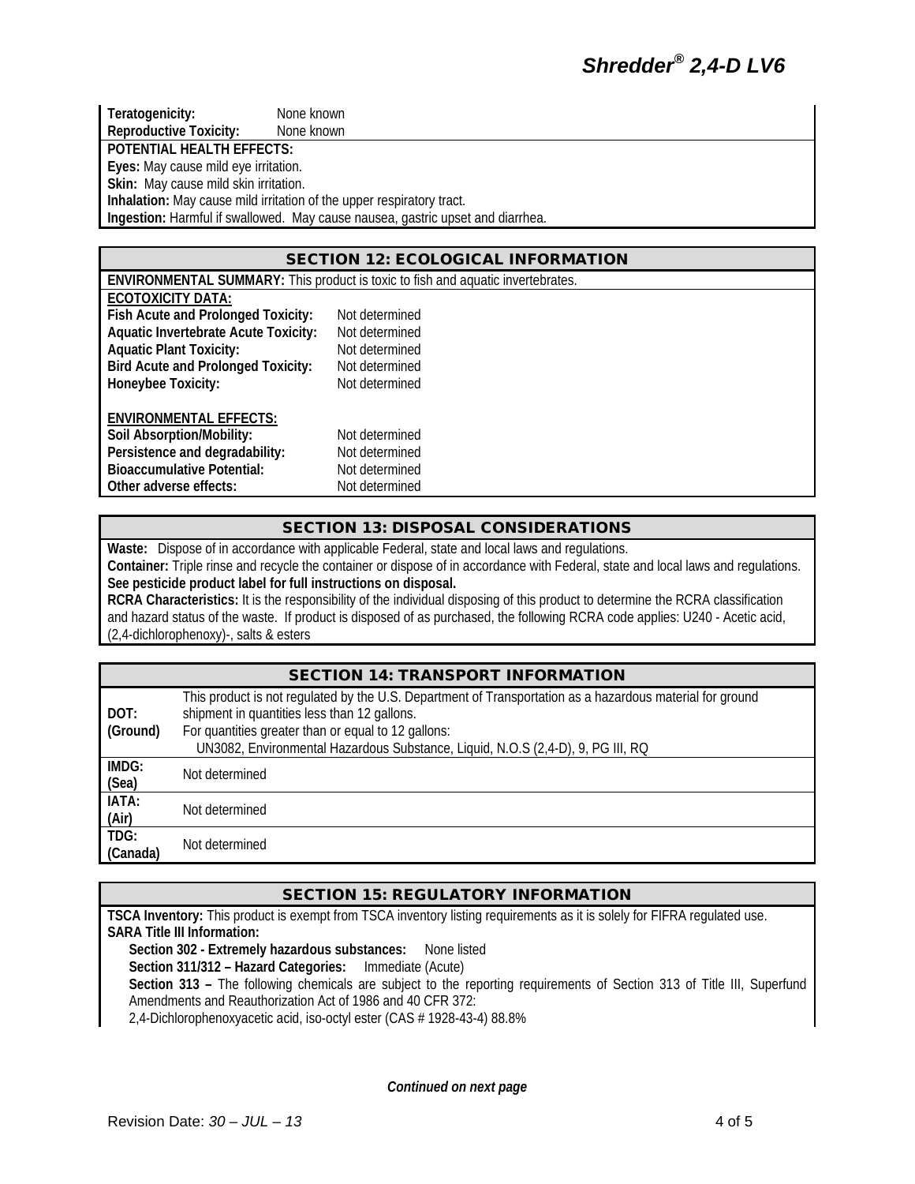**Teratogenicity:** None known
**Reproductive Toxicity:** None known

**POTENTIAL HEALTH EFFECTS:**
**Eyes:** May cause mild eye irritation.
**Skin:** May cause mild skin irritation.
**Inhalation:** May cause mild irritation of the upper respiratory tract.
**Ingestion:** Harmful if swallowed. May cause nausea, gastric upset and diarrhea.

## SECTION 12: ECOLOGICAL INFORMATION

**ENVIRONMENTAL SUMMARY:** This product is toxic to fish and aquatic invertebrates.

**ECOTOXICITY DATA:**

| | |
|---|---|
| **Fish Acute and Prolonged Toxicity:** | Not determined |
| **Aquatic Invertebrate Acute Toxicity:** | Not determined |
| **Aquatic Plant Toxicity:** | Not determined |
| **Bird Acute and Prolonged Toxicity:** | Not determined |
| **Honeybee Toxicity:** | Not determined |

**ENVIRONMENTAL EFFECTS:**

| | |
|---|---|
| **Soil Absorption/Mobility:** | Not determined |
| **Persistence and degradability:** | Not determined |
| **Bioaccumulative Potential:** | Not determined |
| **Other adverse effects:** | Not determined |

## SECTION 13: DISPOSAL CONSIDERATIONS

**Waste:** Dispose of in accordance with applicable Federal, state and local laws and regulations.
**Container:** Triple rinse and recycle the container or dispose of in accordance with Federal, state and local laws and regulations.
**See pesticide product label for full instructions on disposal.**
**RCRA Characteristics:** It is the responsibility of the individual disposing of this product to determine the RCRA classification and hazard status of the waste. If product is disposed of as purchased, the following RCRA code applies: U240 - Acetic acid, (2,4-dichlorophenoxy)-, salts & esters

## SECTION 14: TRANSPORT INFORMATION

| | |
|---|---|
| **DOT: (Ground)** | This product is not regulated by the U.S. Department of Transportation as a hazardous material for ground shipment in quantities less than 12 gallons. For quantities greater than or equal to 12 gallons: UN3082, Environmental Hazardous Substance, Liquid, N.O.S (2,4-D), 9, PG III, RQ |
| **IMDG: (Sea)** | Not determined |
| **IATA: (Air)** | Not determined |
| **TDG: (Canada)** | Not determined |

## SECTION 15: REGULATORY INFORMATION

**TSCA Inventory:** This product is exempt from TSCA inventory listing requirements as it is solely for FIFRA regulated use.
**SARA Title III Information:**

**Section 302 - Extremely hazardous substances:** None listed
**Section 311/312 – Hazard Categories:** Immediate (Acute)
**Section 313 –** The following chemicals are subject to the reporting requirements of Section 313 of Title III, Superfund Amendments and Reauthorization Act of 1986 and 40 CFR 372:
2,4-Dichlorophenoxyacetic acid, iso-octyl ester (CAS # 1928-43-4) 88.8%

*Continued on next page*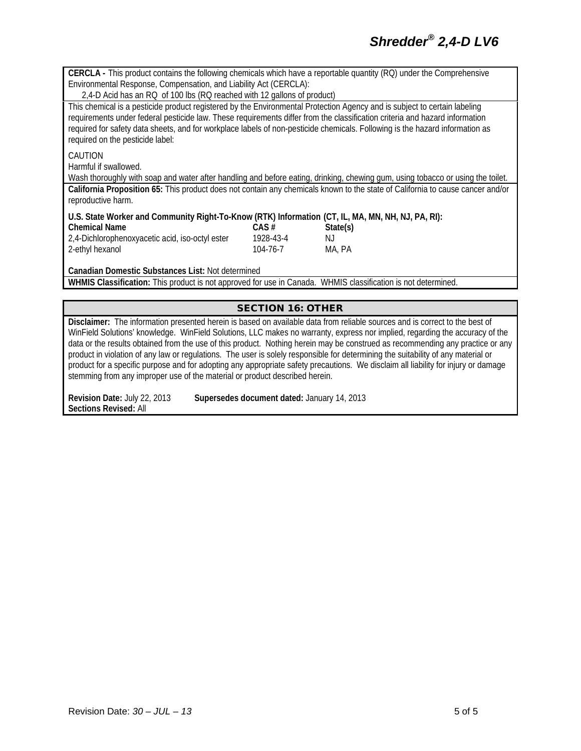**CERCLA -** This product contains the following chemicals which have a reportable quantity (RQ) under the Comprehensive Environmental Response, Compensation, and Liability Act (CERCLA):

2,4-D Acid has an RQ of 100 lbs (RQ reached with 12 gallons of product)

This chemical is a pesticide product registered by the Environmental Protection Agency and is subject to certain labeling requirements under federal pesticide law. These requirements differ from the classification criteria and hazard information required for safety data sheets, and for workplace labels of non-pesticide chemicals. Following is the hazard information as required on the pesticide label:

CAUTION
Harmful if swallowed.
Wash thoroughly with soap and water after handling and before eating, drinking, chewing gum, using tobacco or using the toilet.

**California Proposition 65:** This product does not contain any chemicals known to the state of California to cause cancer and/or reproductive harm.

**U.S. State Worker and Community Right-To-Know (RTK) Information (CT, IL, MA, MN, NH, NJ, PA, RI):**

| Chemical Name | CAS # | State(s) |
|---|---|---|
| 2,4-Dichlorophenoxyacetic acid, iso-octyl ester | 1928-43-4 | NJ |
| 2-ethyl hexanol | 104-76-7 | MA, PA |

**Canadian Domestic Substances List:** Not determined

**WHMIS Classification:** This product is not approved for use in Canada. WHMIS classification is not determined.

## SECTION 16: OTHER

**Disclaimer:** The information presented herein is based on available data from reliable sources and is correct to the best of WinField Solutions' knowledge. WinField Solutions, LLC makes no warranty, express nor implied, regarding the accuracy of the data or the results obtained from the use of this product. Nothing herein may be construed as recommending any practice or any product in violation of any law or regulations. The user is solely responsible for determining the suitability of any material or product for a specific purpose and for adopting any appropriate safety precautions. We disclaim all liability for injury or damage stemming from any improper use of the material or product described herein.

**Revision Date:** July 22, 2013 **Supersedes document dated:** January 14, 2013
**Sections Revised:** All